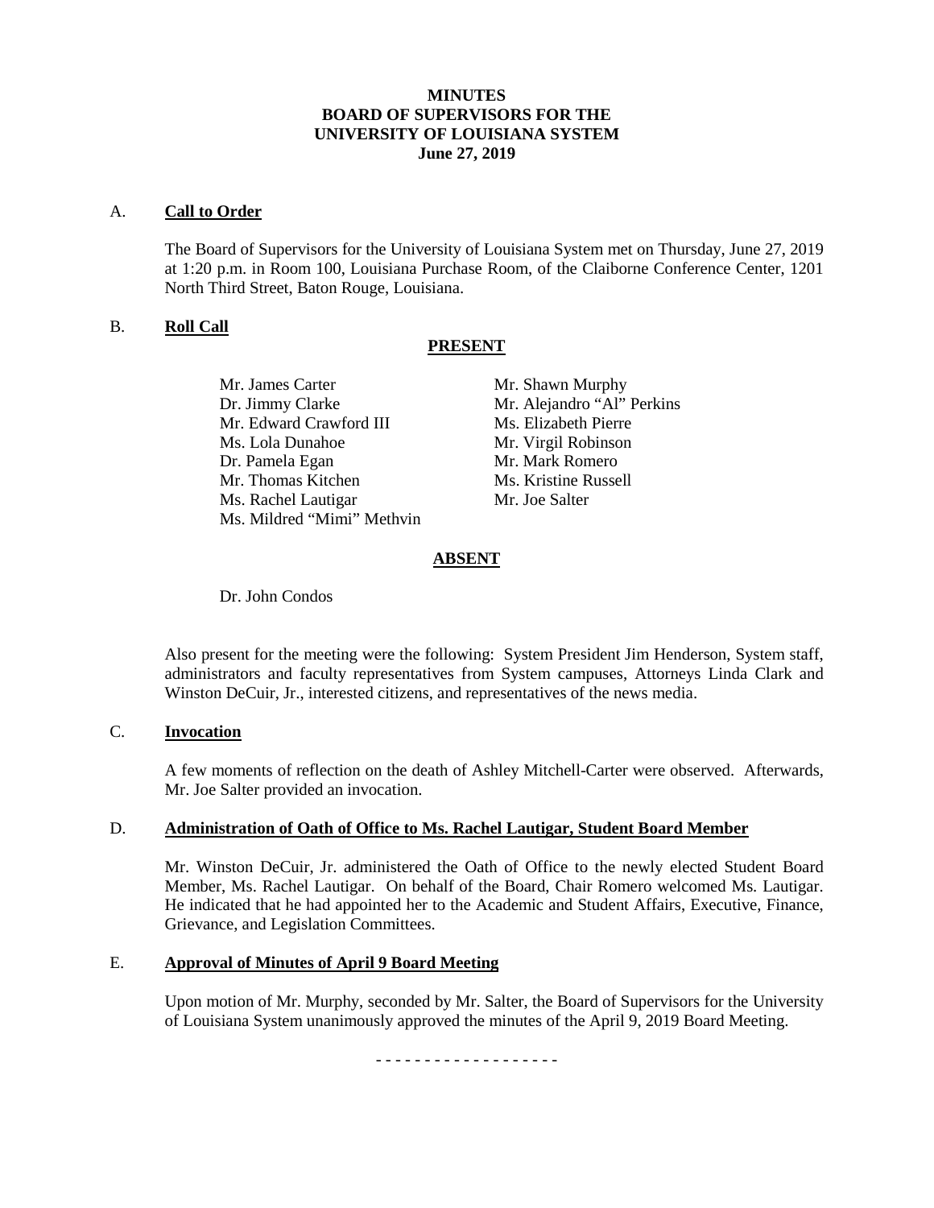**MINUTES**
**BOARD OF SUPERVISORS FOR THE**
**UNIVERSITY OF LOUISIANA SYSTEM**
**June 27, 2019**

A. **Call to Order**

The Board of Supervisors for the University of Louisiana System met on Thursday, June 27, 2019 at 1:20 p.m. in Room 100, Louisiana Purchase Room, of the Claiborne Conference Center, 1201 North Third Street, Baton Rouge, Louisiana.

B. **Roll Call**

**PRESENT**

Mr. James Carter
Dr. Jimmy Clarke
Mr. Edward Crawford III
Ms. Lola Dunahoe
Dr. Pamela Egan
Mr. Thomas Kitchen
Ms. Rachel Lautigar
Ms. Mildred "Mimi" Methvin
Mr. Shawn Murphy
Mr. Alejandro "Al" Perkins
Ms. Elizabeth Pierre
Mr. Virgil Robinson
Mr. Mark Romero
Ms. Kristine Russell
Mr. Joe Salter

**ABSENT**

Dr. John Condos

Also present for the meeting were the following: System President Jim Henderson, System staff, administrators and faculty representatives from System campuses, Attorneys Linda Clark and Winston DeCuir, Jr., interested citizens, and representatives of the news media.

C. **Invocation**

A few moments of reflection on the death of Ashley Mitchell-Carter were observed. Afterwards, Mr. Joe Salter provided an invocation.

D. **Administration of Oath of Office to Ms. Rachel Lautigar, Student Board Member**

Mr. Winston DeCuir, Jr. administered the Oath of Office to the newly elected Student Board Member, Ms. Rachel Lautigar. On behalf of the Board, Chair Romero welcomed Ms. Lautigar. He indicated that he had appointed her to the Academic and Student Affairs, Executive, Finance, Grievance, and Legislation Committees.

E. **Approval of Minutes of April 9 Board Meeting**

Upon motion of Mr. Murphy, seconded by Mr. Salter, the Board of Supervisors for the University of Louisiana System unanimously approved the minutes of the April 9, 2019 Board Meeting.

- - - - - - - - - - - - - - - - - - -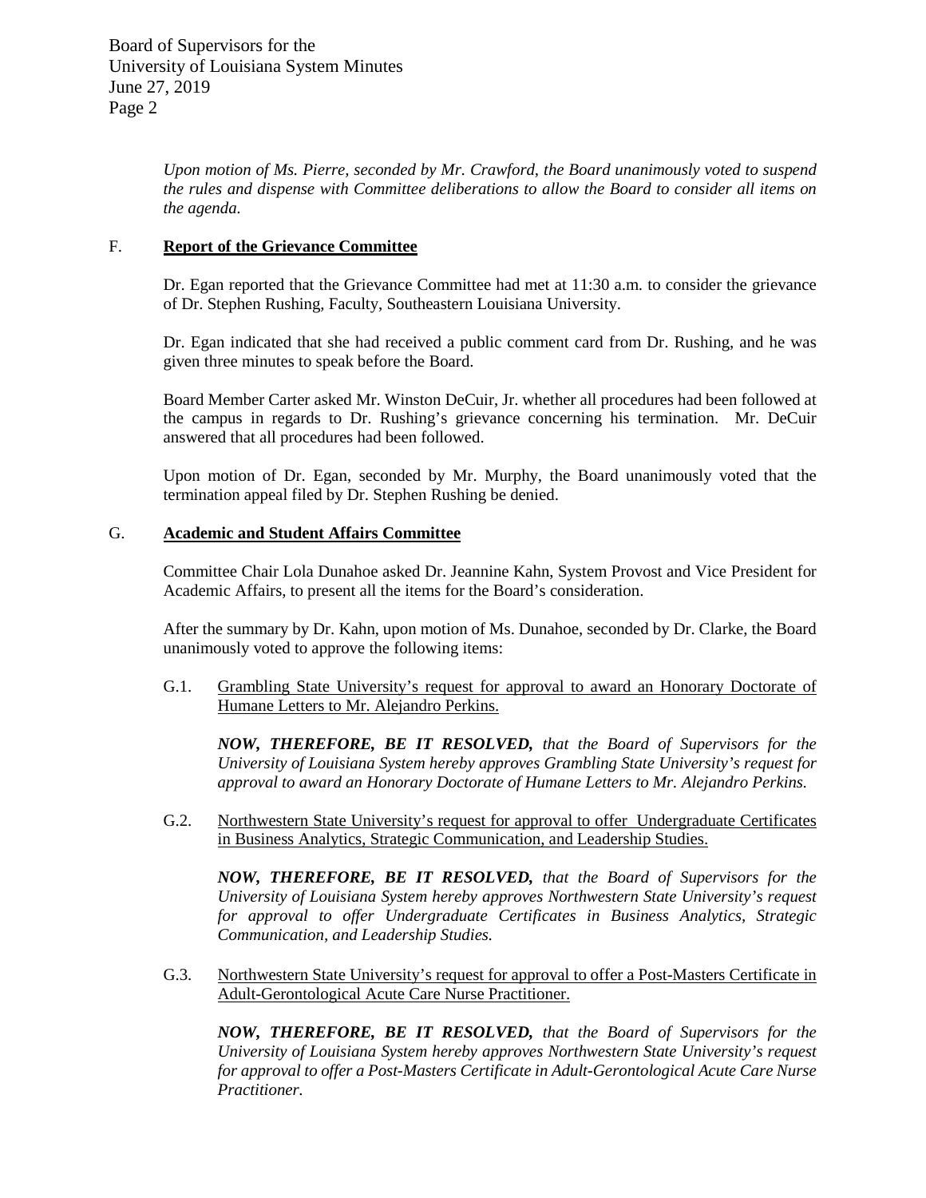*Upon motion of Ms. Pierre, seconded by Mr. Crawford, the Board unanimously voted to suspend the rules and dispense with Committee deliberations to allow the Board to consider all items on the agenda.*

## F. **Report of the Grievance Committee**

Dr. Egan reported that the Grievance Committee had met at 11:30 a.m. to consider the grievance of Dr. Stephen Rushing, Faculty, Southeastern Louisiana University.

Dr. Egan indicated that she had received a public comment card from Dr. Rushing, and he was given three minutes to speak before the Board.

Board Member Carter asked Mr. Winston DeCuir, Jr. whether all procedures had been followed at the campus in regards to Dr. Rushing's grievance concerning his termination. Mr. DeCuir answered that all procedures had been followed.

Upon motion of Dr. Egan, seconded by Mr. Murphy, the Board unanimously voted that the termination appeal filed by Dr. Stephen Rushing be denied.

## G. **Academic and Student Affairs Committee**

Committee Chair Lola Dunahoe asked Dr. Jeannine Kahn, System Provost and Vice President for Academic Affairs, to present all the items for the Board's consideration.

After the summary by Dr. Kahn, upon motion of Ms. Dunahoe, seconded by Dr. Clarke, the Board unanimously voted to approve the following items:

G.1. Grambling State University's request for approval to award an Honorary Doctorate of Humane Letters to Mr. Alejandro Perkins.

*__NOW, THEREFORE, BE IT RESOLVED,__ that the Board of Supervisors for the University of Louisiana System hereby approves Grambling State University's request for approval to award an Honorary Doctorate of Humane Letters to Mr. Alejandro Perkins.*

G.2. Northwestern State University's request for approval to offer Undergraduate Certificates in Business Analytics, Strategic Communication, and Leadership Studies.

*__NOW, THEREFORE, BE IT RESOLVED,__ that the Board of Supervisors for the University of Louisiana System hereby approves Northwestern State University's request for approval to offer Undergraduate Certificates in Business Analytics, Strategic Communication, and Leadership Studies.*

G.3. Northwestern State University's request for approval to offer a Post-Masters Certificate in Adult-Gerontological Acute Care Nurse Practitioner.

*__NOW, THEREFORE, BE IT RESOLVED,__ that the Board of Supervisors for the University of Louisiana System hereby approves Northwestern State University's request for approval to offer a Post-Masters Certificate in Adult-Gerontological Acute Care Nurse Practitioner.*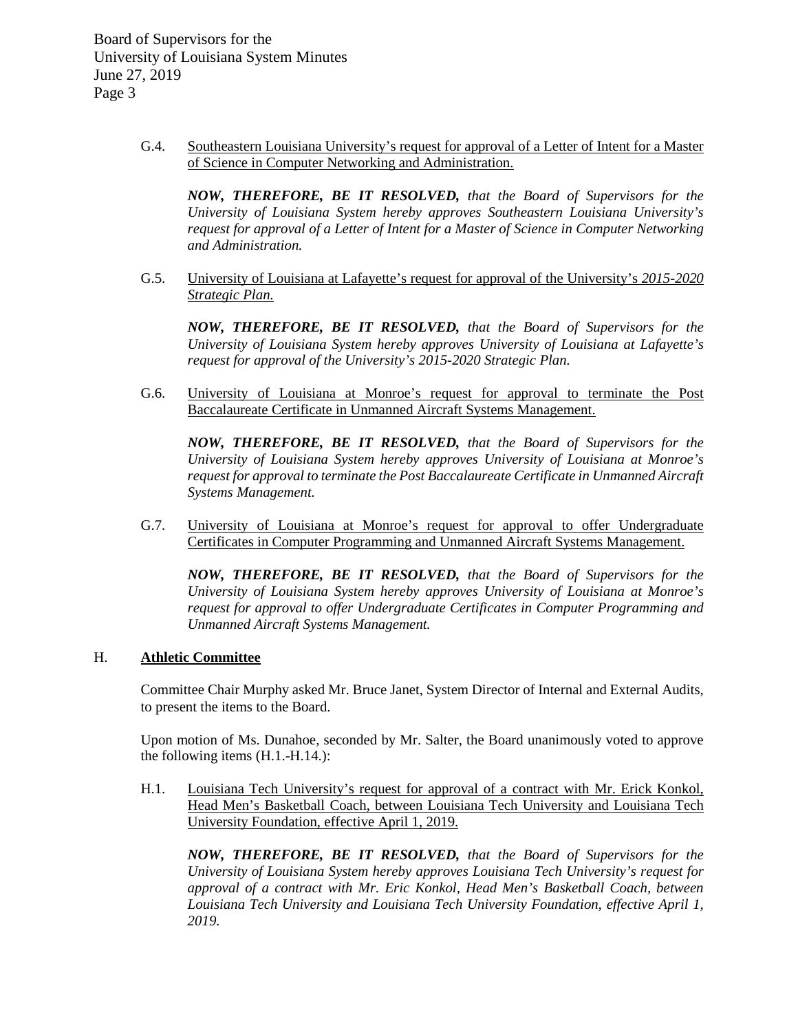G.4. Southeastern Louisiana University's request for approval of a Letter of Intent for a Master of Science in Computer Networking and Administration.

***NOW, THEREFORE, BE IT RESOLVED,*** *that the Board of Supervisors for the University of Louisiana System hereby approves Southeastern Louisiana University's request for approval of a Letter of Intent for a Master of Science in Computer Networking and Administration.*

G.5. University of Louisiana at Lafayette's request for approval of the University's *2015-2020 Strategic Plan.*

***NOW, THEREFORE, BE IT RESOLVED,*** *that the Board of Supervisors for the University of Louisiana System hereby approves University of Louisiana at Lafayette's request for approval of the University's 2015-2020 Strategic Plan.*

G.6. University of Louisiana at Monroe's request for approval to terminate the Post Baccalaureate Certificate in Unmanned Aircraft Systems Management.

***NOW, THEREFORE, BE IT RESOLVED,*** *that the Board of Supervisors for the University of Louisiana System hereby approves University of Louisiana at Monroe's request for approval to terminate the Post Baccalaureate Certificate in Unmanned Aircraft Systems Management.*

G.7. University of Louisiana at Monroe's request for approval to offer Undergraduate Certificates in Computer Programming and Unmanned Aircraft Systems Management.

***NOW, THEREFORE, BE IT RESOLVED,*** *that the Board of Supervisors for the University of Louisiana System hereby approves University of Louisiana at Monroe's request for approval to offer Undergraduate Certificates in Computer Programming and Unmanned Aircraft Systems Management.*

## H. Athletic Committee

Committee Chair Murphy asked Mr. Bruce Janet, System Director of Internal and External Audits, to present the items to the Board.

Upon motion of Ms. Dunahoe, seconded by Mr. Salter, the Board unanimously voted to approve the following items (H.1.-H.14.):

H.1. Louisiana Tech University's request for approval of a contract with Mr. Erick Konkol, Head Men's Basketball Coach, between Louisiana Tech University and Louisiana Tech University Foundation, effective April 1, 2019.

***NOW, THEREFORE, BE IT RESOLVED,*** *that the Board of Supervisors for the University of Louisiana System hereby approves Louisiana Tech University's request for approval of a contract with Mr. Eric Konkol, Head Men's Basketball Coach, between Louisiana Tech University and Louisiana Tech University Foundation, effective April 1, 2019.*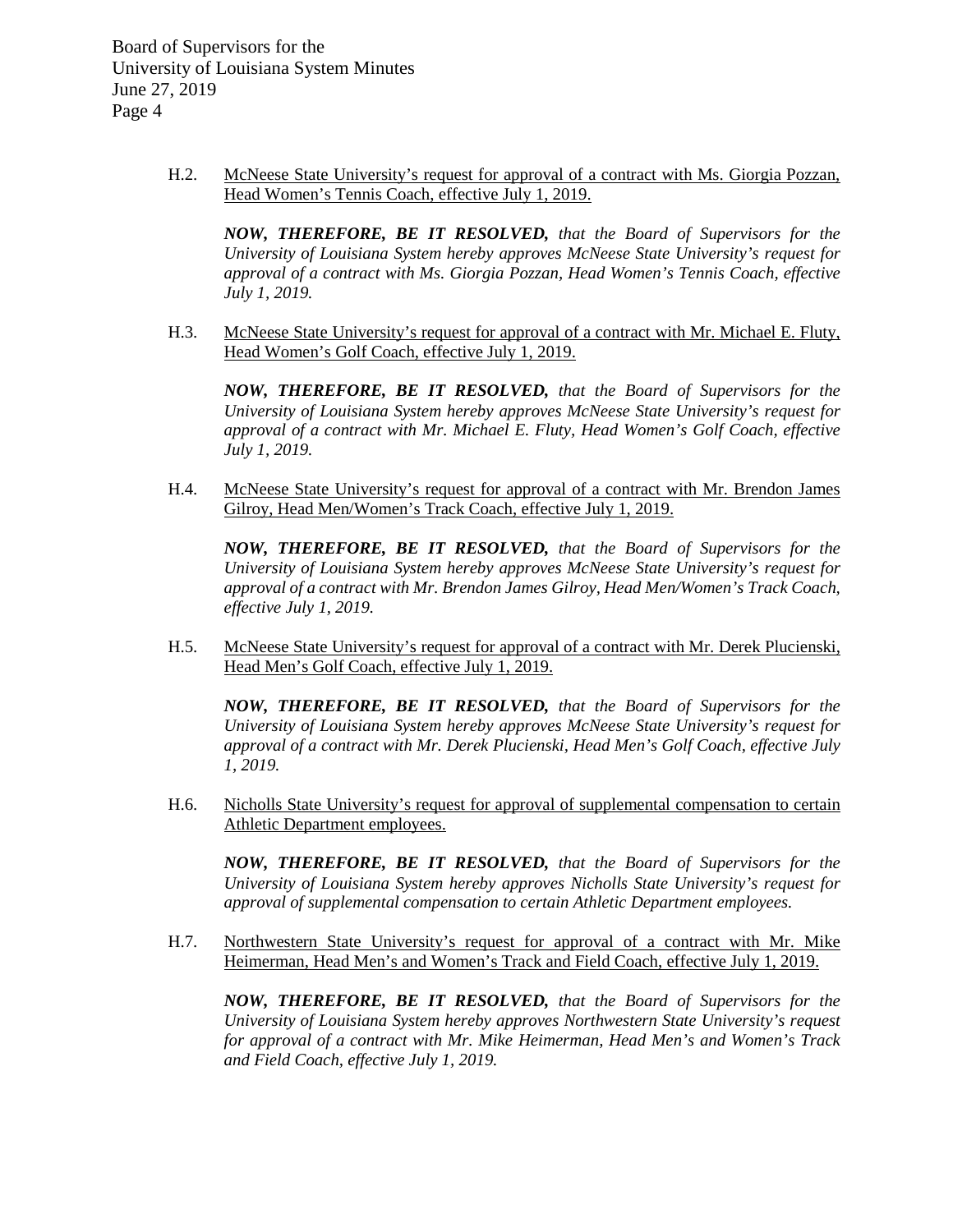H.2. <u>McNeese State University's request for approval of a contract with Ms. Giorgia Pozzan, Head Women's Tennis Coach, effective July 1, 2019.</u>

***NOW, THEREFORE, BE IT RESOLVED,*** *that the Board of Supervisors for the University of Louisiana System hereby approves McNeese State University's request for approval of a contract with Ms. Giorgia Pozzan, Head Women's Tennis Coach, effective July 1, 2019.*

H.3. <u>McNeese State University's request for approval of a contract with Mr. Michael E. Fluty, Head Women's Golf Coach, effective July 1, 2019.</u>

***NOW, THEREFORE, BE IT RESOLVED,*** *that the Board of Supervisors for the University of Louisiana System hereby approves McNeese State University's request for approval of a contract with Mr. Michael E. Fluty, Head Women's Golf Coach, effective July 1, 2019.*

H.4. <u>McNeese State University's request for approval of a contract with Mr. Brendon James Gilroy, Head Men/Women's Track Coach, effective July 1, 2019.</u>

***NOW, THEREFORE, BE IT RESOLVED,*** *that the Board of Supervisors for the University of Louisiana System hereby approves McNeese State University's request for approval of a contract with Mr. Brendon James Gilroy, Head Men/Women's Track Coach, effective July 1, 2019.*

H.5. <u>McNeese State University's request for approval of a contract with Mr. Derek Plucienski, Head Men's Golf Coach, effective July 1, 2019.</u>

***NOW, THEREFORE, BE IT RESOLVED,*** *that the Board of Supervisors for the University of Louisiana System hereby approves McNeese State University's request for approval of a contract with Mr. Derek Plucienski, Head Men's Golf Coach, effective July 1, 2019.*

H.6. <u>Nicholls State University's request for approval of supplemental compensation to certain Athletic Department employees.</u>

***NOW, THEREFORE, BE IT RESOLVED,*** *that the Board of Supervisors for the University of Louisiana System hereby approves Nicholls State University's request for approval of supplemental compensation to certain Athletic Department employees.*

H.7. <u>Northwestern State University's request for approval of a contract with Mr. Mike Heimerman, Head Men's and Women's Track and Field Coach, effective July 1, 2019.</u>

***NOW, THEREFORE, BE IT RESOLVED,*** *that the Board of Supervisors for the University of Louisiana System hereby approves Northwestern State University's request for approval of a contract with Mr. Mike Heimerman, Head Men's and Women's Track and Field Coach, effective July 1, 2019.*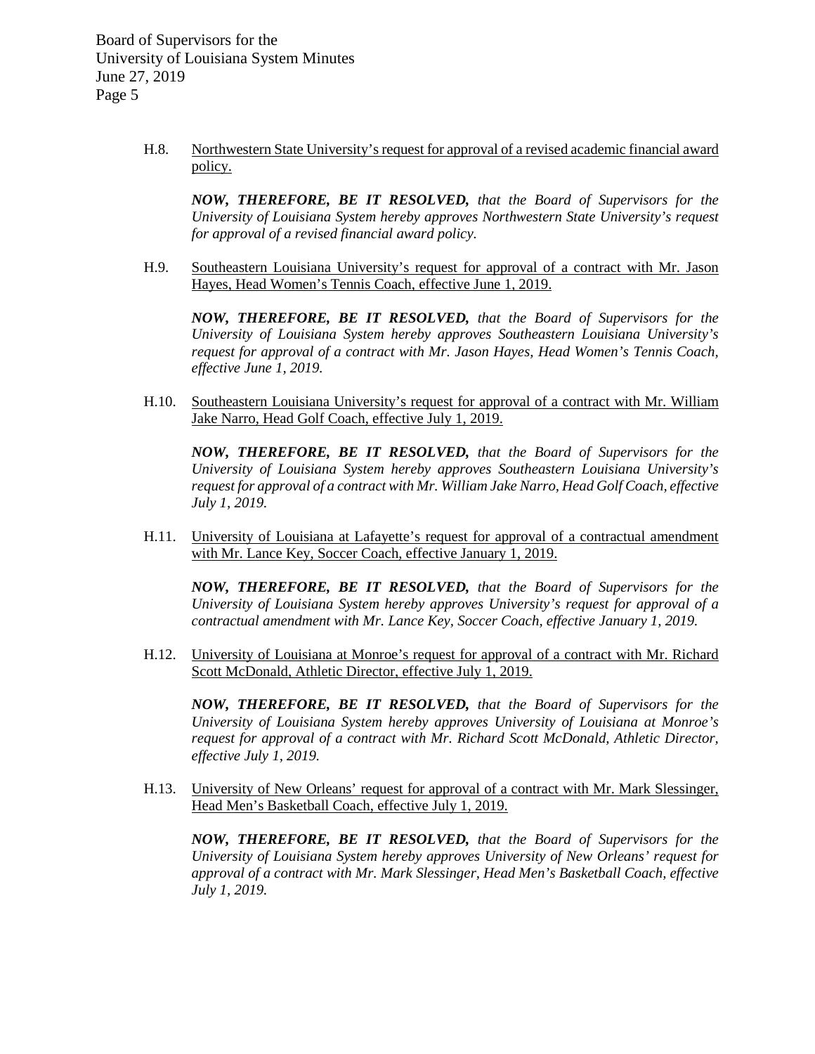H.8. Northwestern State University's request for approval of a revised academic financial award policy.

***NOW, THEREFORE, BE IT RESOLVED,*** *that the Board of Supervisors for the University of Louisiana System hereby approves Northwestern State University's request for approval of a revised financial award policy.*

H.9. Southeastern Louisiana University's request for approval of a contract with Mr. Jason Hayes, Head Women's Tennis Coach, effective June 1, 2019.

***NOW, THEREFORE, BE IT RESOLVED,*** *that the Board of Supervisors for the University of Louisiana System hereby approves Southeastern Louisiana University's request for approval of a contract with Mr. Jason Hayes, Head Women's Tennis Coach, effective June 1, 2019.*

H.10. Southeastern Louisiana University's request for approval of a contract with Mr. William Jake Narro, Head Golf Coach, effective July 1, 2019.

***NOW, THEREFORE, BE IT RESOLVED,*** *that the Board of Supervisors for the University of Louisiana System hereby approves Southeastern Louisiana University's request for approval of a contract with Mr. William Jake Narro, Head Golf Coach, effective July 1, 2019.*

H.11. University of Louisiana at Lafayette's request for approval of a contractual amendment with Mr. Lance Key, Soccer Coach, effective January 1, 2019.

***NOW, THEREFORE, BE IT RESOLVED,*** *that the Board of Supervisors for the University of Louisiana System hereby approves University's request for approval of a contractual amendment with Mr. Lance Key, Soccer Coach, effective January 1, 2019.*

H.12. University of Louisiana at Monroe's request for approval of a contract with Mr. Richard Scott McDonald, Athletic Director, effective July 1, 2019.

***NOW, THEREFORE, BE IT RESOLVED,*** *that the Board of Supervisors for the University of Louisiana System hereby approves University of Louisiana at Monroe's request for approval of a contract with Mr. Richard Scott McDonald, Athletic Director, effective July 1, 2019.*

H.13. University of New Orleans' request for approval of a contract with Mr. Mark Slessinger, Head Men's Basketball Coach, effective July 1, 2019.

***NOW, THEREFORE, BE IT RESOLVED,*** *that the Board of Supervisors for the University of Louisiana System hereby approves University of New Orleans' request for approval of a contract with Mr. Mark Slessinger, Head Men's Basketball Coach, effective July 1, 2019.*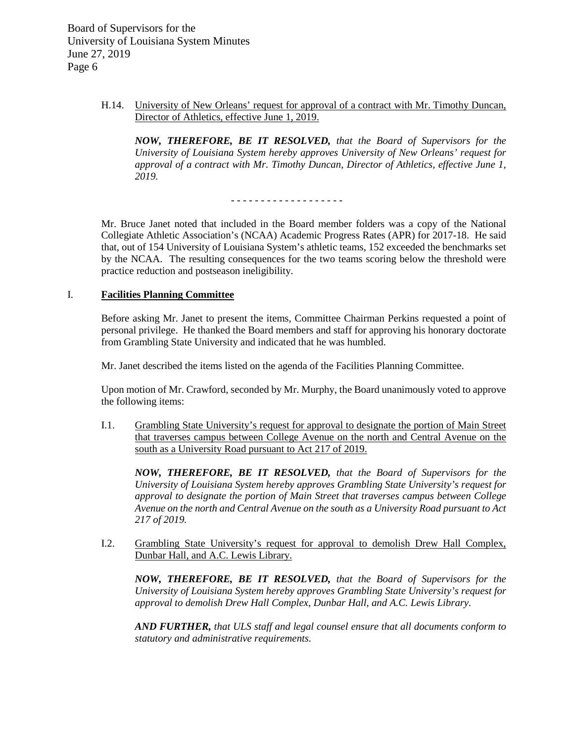H.14. University of New Orleans' request for approval of a contract with Mr. Timothy Duncan, Director of Athletics, effective June 1, 2019.

***NOW, THEREFORE, BE IT RESOLVED,*** *that the Board of Supervisors for the University of Louisiana System hereby approves University of New Orleans' request for approval of a contract with Mr. Timothy Duncan, Director of Athletics, effective June 1, 2019.*

- - - - - - - - - - - - - - - - - - -

Mr. Bruce Janet noted that included in the Board member folders was a copy of the National Collegiate Athletic Association's (NCAA) Academic Progress Rates (APR) for 2017-18. He said that, out of 154 University of Louisiana System's athletic teams, 152 exceeded the benchmarks set by the NCAA. The resulting consequences for the two teams scoring below the threshold were practice reduction and postseason ineligibility.

## I. **Facilities Planning Committee**

Before asking Mr. Janet to present the items, Committee Chairman Perkins requested a point of personal privilege. He thanked the Board members and staff for approving his honorary doctorate from Grambling State University and indicated that he was humbled.

Mr. Janet described the items listed on the agenda of the Facilities Planning Committee.

Upon motion of Mr. Crawford, seconded by Mr. Murphy, the Board unanimously voted to approve the following items:

I.1. Grambling State University's request for approval to designate the portion of Main Street that traverses campus between College Avenue on the north and Central Avenue on the south as a University Road pursuant to Act 217 of 2019.

***NOW, THEREFORE, BE IT RESOLVED,*** *that the Board of Supervisors for the University of Louisiana System hereby approves Grambling State University's request for approval to designate the portion of Main Street that traverses campus between College Avenue on the north and Central Avenue on the south as a University Road pursuant to Act 217 of 2019.*

I.2. Grambling State University's request for approval to demolish Drew Hall Complex, Dunbar Hall, and A.C. Lewis Library.

***NOW, THEREFORE, BE IT RESOLVED,*** *that the Board of Supervisors for the University of Louisiana System hereby approves Grambling State University's request for approval to demolish Drew Hall Complex, Dunbar Hall, and A.C. Lewis Library.*

***AND FURTHER,*** *that ULS staff and legal counsel ensure that all documents conform to statutory and administrative requirements.*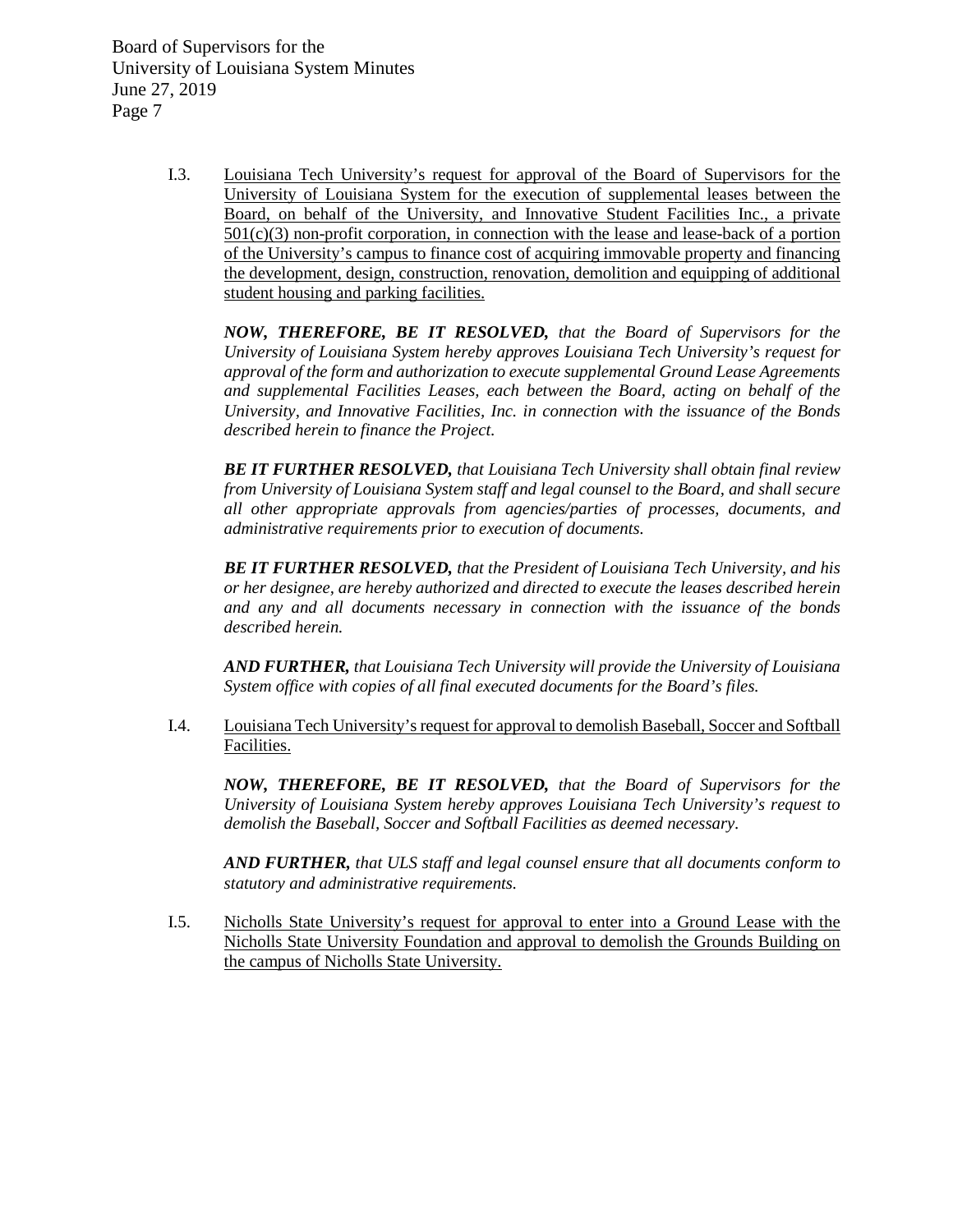I.3. Louisiana Tech University's request for approval of the Board of Supervisors for the University of Louisiana System for the execution of supplemental leases between the Board, on behalf of the University, and Innovative Student Facilities Inc., a private 501(c)(3) non-profit corporation, in connection with the lease and lease-back of a portion of the University's campus to finance cost of acquiring immovable property and financing the development, design, construction, renovation, demolition and equipping of additional student housing and parking facilities.

***NOW, THEREFORE, BE IT RESOLVED,*** *that the Board of Supervisors for the University of Louisiana System hereby approves Louisiana Tech University's request for approval of the form and authorization to execute supplemental Ground Lease Agreements and supplemental Facilities Leases, each between the Board, acting on behalf of the University, and Innovative Facilities, Inc. in connection with the issuance of the Bonds described herein to finance the Project.*

***BE IT FURTHER RESOLVED,*** *that Louisiana Tech University shall obtain final review from University of Louisiana System staff and legal counsel to the Board, and shall secure all other appropriate approvals from agencies/parties of processes, documents, and administrative requirements prior to execution of documents.*

***BE IT FURTHER RESOLVED,*** *that the President of Louisiana Tech University, and his or her designee, are hereby authorized and directed to execute the leases described herein and any and all documents necessary in connection with the issuance of the bonds described herein.*

***AND FURTHER,*** *that Louisiana Tech University will provide the University of Louisiana System office with copies of all final executed documents for the Board's files.*

I.4. Louisiana Tech University's request for approval to demolish Baseball, Soccer and Softball Facilities.

***NOW, THEREFORE, BE IT RESOLVED,*** *that the Board of Supervisors for the University of Louisiana System hereby approves Louisiana Tech University's request to demolish the Baseball, Soccer and Softball Facilities as deemed necessary.*

***AND FURTHER,*** *that ULS staff and legal counsel ensure that all documents conform to statutory and administrative requirements.*

I.5. Nicholls State University's request for approval to enter into a Ground Lease with the Nicholls State University Foundation and approval to demolish the Grounds Building on the campus of Nicholls State University.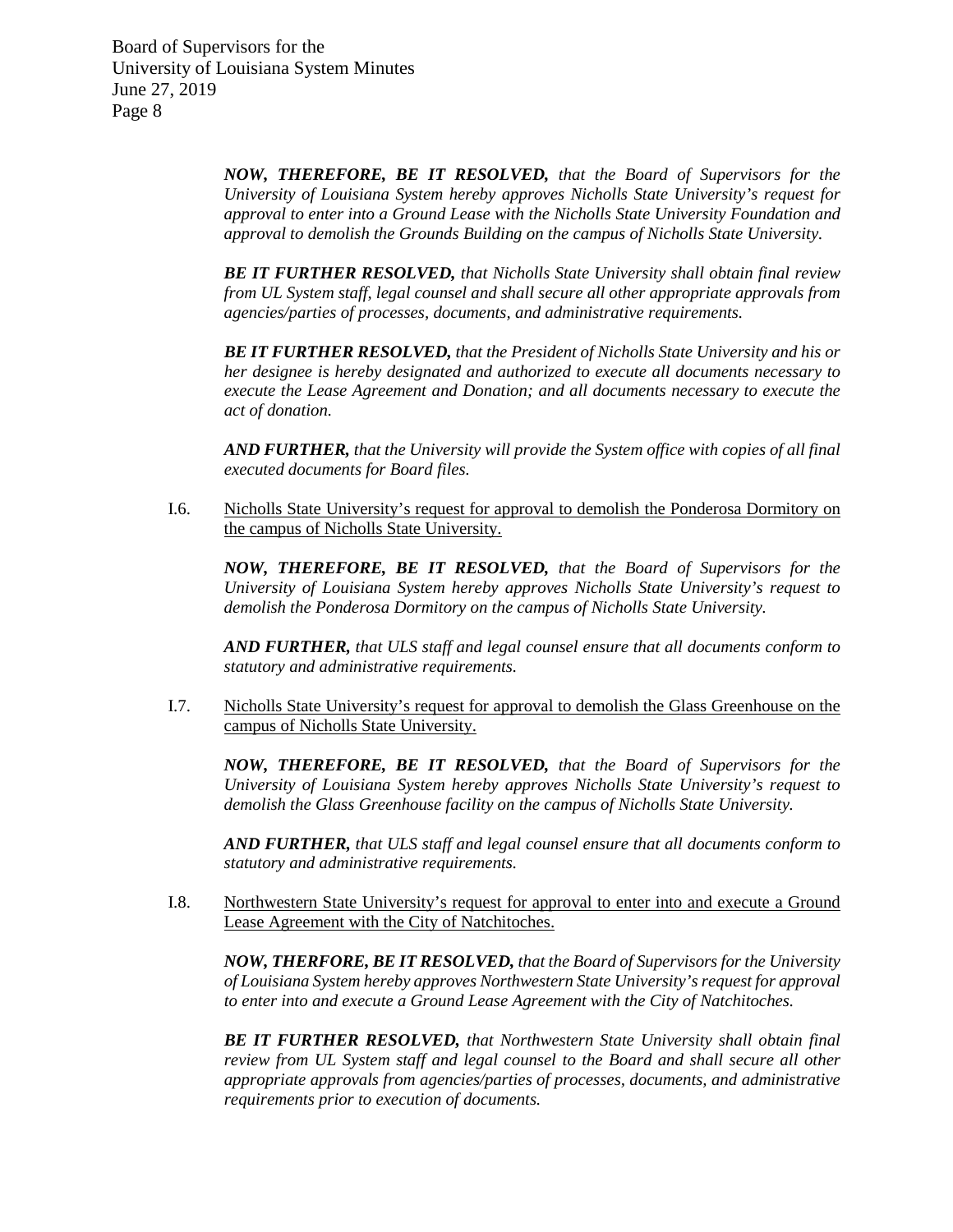***NOW, THEREFORE, BE IT RESOLVED,*** *that the Board of Supervisors for the University of Louisiana System hereby approves Nicholls State University's request for approval to enter into a Ground Lease with the Nicholls State University Foundation and approval to demolish the Grounds Building on the campus of Nicholls State University.*

***BE IT FURTHER RESOLVED,*** *that Nicholls State University shall obtain final review from UL System staff, legal counsel and shall secure all other appropriate approvals from agencies/parties of processes, documents, and administrative requirements.*

***BE IT FURTHER RESOLVED,*** *that the President of Nicholls State University and his or her designee is hereby designated and authorized to execute all documents necessary to execute the Lease Agreement and Donation; and all documents necessary to execute the act of donation.*

***AND FURTHER,*** *that the University will provide the System office with copies of all final executed documents for Board files.*

I.6. <u>Nicholls State University's request for approval to demolish the Ponderosa Dormitory on the campus of Nicholls State University.</u>

***NOW, THEREFORE, BE IT RESOLVED,*** *that the Board of Supervisors for the University of Louisiana System hereby approves Nicholls State University's request to demolish the Ponderosa Dormitory on the campus of Nicholls State University.*

***AND FURTHER,*** *that ULS staff and legal counsel ensure that all documents conform to statutory and administrative requirements.*

I.7. <u>Nicholls State University's request for approval to demolish the Glass Greenhouse on the campus of Nicholls State University.</u>

***NOW, THEREFORE, BE IT RESOLVED,*** *that the Board of Supervisors for the University of Louisiana System hereby approves Nicholls State University's request to demolish the Glass Greenhouse facility on the campus of Nicholls State University.*

***AND FURTHER,*** *that ULS staff and legal counsel ensure that all documents conform to statutory and administrative requirements.*

I.8. <u>Northwestern State University's request for approval to enter into and execute a Ground Lease Agreement with the City of Natchitoches.</u>

***NOW, THERFORE, BE IT RESOLVED,*** *that the Board of Supervisors for the University of Louisiana System hereby approves Northwestern State University's request for approval to enter into and execute a Ground Lease Agreement with the City of Natchitoches.*

***BE IT FURTHER RESOLVED,*** *that Northwestern State University shall obtain final review from UL System staff and legal counsel to the Board and shall secure all other appropriate approvals from agencies/parties of processes, documents, and administrative requirements prior to execution of documents.*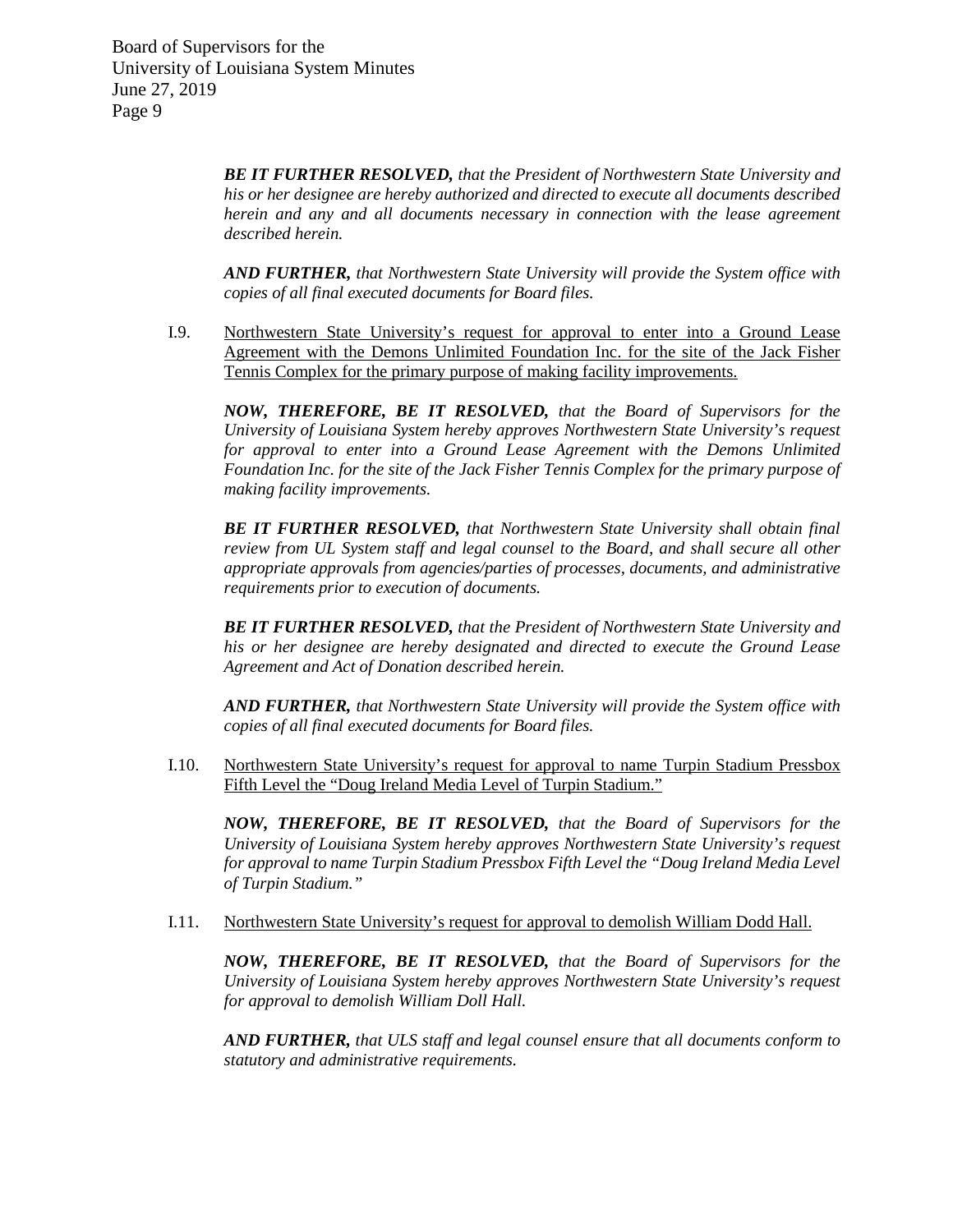***BE IT FURTHER RESOLVED,*** *that the President of Northwestern State University and his or her designee are hereby authorized and directed to execute all documents described herein and any and all documents necessary in connection with the lease agreement described herein.*

***AND FURTHER,*** *that Northwestern State University will provide the System office with copies of all final executed documents for Board files.*

I.9. <u>Northwestern State University's request for approval to enter into a Ground Lease Agreement with the Demons Unlimited Foundation Inc. for the site of the Jack Fisher Tennis Complex for the primary purpose of making facility improvements.</u>

***NOW, THEREFORE, BE IT RESOLVED,*** *that the Board of Supervisors for the University of Louisiana System hereby approves Northwestern State University's request for approval to enter into a Ground Lease Agreement with the Demons Unlimited Foundation Inc. for the site of the Jack Fisher Tennis Complex for the primary purpose of making facility improvements.*

***BE IT FURTHER RESOLVED,*** *that Northwestern State University shall obtain final review from UL System staff and legal counsel to the Board, and shall secure all other appropriate approvals from agencies/parties of processes, documents, and administrative requirements prior to execution of documents.*

***BE IT FURTHER RESOLVED,*** *that the President of Northwestern State University and his or her designee are hereby designated and directed to execute the Ground Lease Agreement and Act of Donation described herein.*

***AND FURTHER,*** *that Northwestern State University will provide the System office with copies of all final executed documents for Board files.*

I.10. <u>Northwestern State University's request for approval to name Turpin Stadium Pressbox Fifth Level the "Doug Ireland Media Level of Turpin Stadium."</u>

***NOW, THEREFORE, BE IT RESOLVED,*** *that the Board of Supervisors for the University of Louisiana System hereby approves Northwestern State University's request for approval to name Turpin Stadium Pressbox Fifth Level the "Doug Ireland Media Level of Turpin Stadium."*

I.11. <u>Northwestern State University's request for approval to demolish William Dodd Hall.</u>

***NOW, THEREFORE, BE IT RESOLVED,*** *that the Board of Supervisors for the University of Louisiana System hereby approves Northwestern State University's request for approval to demolish William Doll Hall.*

***AND FURTHER,*** *that ULS staff and legal counsel ensure that all documents conform to statutory and administrative requirements.*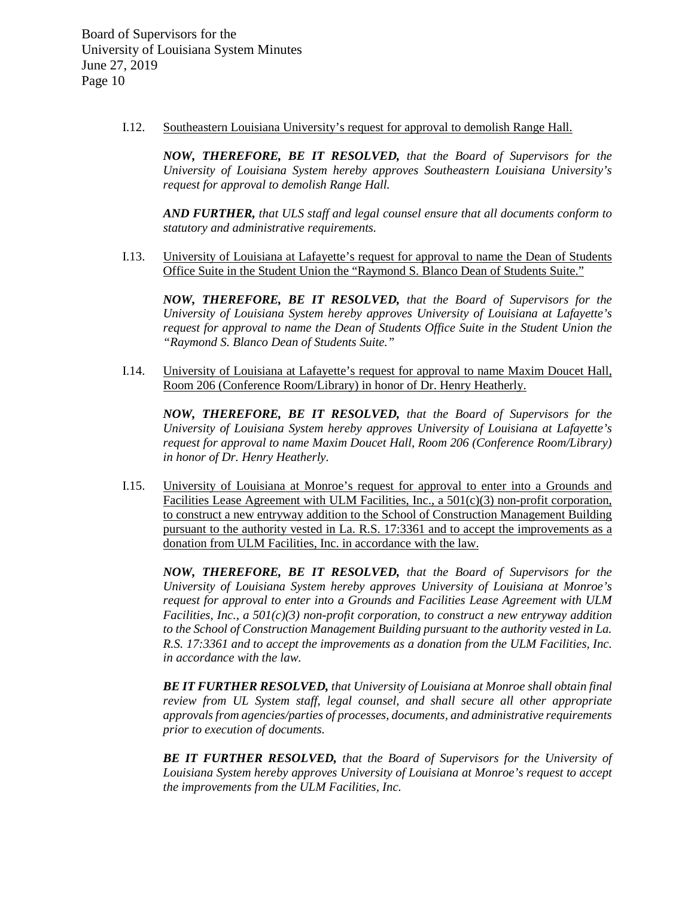I.12. <u>Southeastern Louisiana University's request for approval to demolish Range Hall.</u>

***NOW, THEREFORE, BE IT RESOLVED,*** *that the Board of Supervisors for the University of Louisiana System hereby approves Southeastern Louisiana University's request for approval to demolish Range Hall.*

***AND FURTHER,*** *that ULS staff and legal counsel ensure that all documents conform to statutory and administrative requirements.*

I.13. <u>University of Louisiana at Lafayette's request for approval to name the Dean of Students Office Suite in the Student Union the "Raymond S. Blanco Dean of Students Suite."</u>

***NOW, THEREFORE, BE IT RESOLVED,*** *that the Board of Supervisors for the University of Louisiana System hereby approves University of Louisiana at Lafayette's request for approval to name the Dean of Students Office Suite in the Student Union the "Raymond S. Blanco Dean of Students Suite."*

I.14. <u>University of Louisiana at Lafayette's request for approval to name Maxim Doucet Hall, Room 206 (Conference Room/Library) in honor of Dr. Henry Heatherly.</u>

***NOW, THEREFORE, BE IT RESOLVED,*** *that the Board of Supervisors for the University of Louisiana System hereby approves University of Louisiana at Lafayette's request for approval to name Maxim Doucet Hall, Room 206 (Conference Room/Library) in honor of Dr. Henry Heatherly.*

I.15. <u>University of Louisiana at Monroe's request for approval to enter into a Grounds and Facilities Lease Agreement with ULM Facilities, Inc., a 501(c)(3) non-profit corporation, to construct a new entryway addition to the School of Construction Management Building pursuant to the authority vested in La. R.S. 17:3361 and to accept the improvements as a donation from ULM Facilities, Inc. in accordance with the law.</u>

***NOW, THEREFORE, BE IT RESOLVED,*** *that the Board of Supervisors for the University of Louisiana System hereby approves University of Louisiana at Monroe's request for approval to enter into a Grounds and Facilities Lease Agreement with ULM Facilities, Inc., a 501(c)(3) non-profit corporation, to construct a new entryway addition to the School of Construction Management Building pursuant to the authority vested in La. R.S. 17:3361 and to accept the improvements as a donation from the ULM Facilities, Inc. in accordance with the law.*

***BE IT FURTHER RESOLVED,*** *that University of Louisiana at Monroe shall obtain final review from UL System staff, legal counsel, and shall secure all other appropriate approvals from agencies/parties of processes, documents, and administrative requirements prior to execution of documents.*

***BE IT FURTHER RESOLVED,*** *that the Board of Supervisors for the University of Louisiana System hereby approves University of Louisiana at Monroe's request to accept the improvements from the ULM Facilities, Inc.*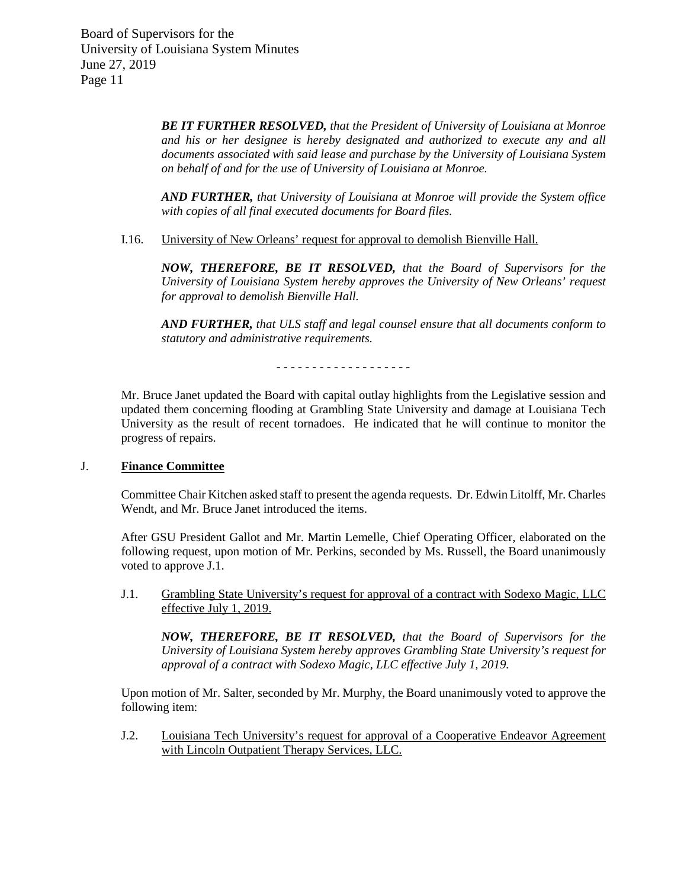***BE IT FURTHER RESOLVED,*** *that the President of University of Louisiana at Monroe and his or her designee is hereby designated and authorized to execute any and all documents associated with said lease and purchase by the University of Louisiana System on behalf of and for the use of University of Louisiana at Monroe.*

***AND FURTHER,*** *that University of Louisiana at Monroe will provide the System office with copies of all final executed documents for Board files.*

I.16. University of New Orleans' request for approval to demolish Bienville Hall.

***NOW, THEREFORE, BE IT RESOLVED,*** *that the Board of Supervisors for the University of Louisiana System hereby approves the University of New Orleans' request for approval to demolish Bienville Hall.*

***AND FURTHER,*** *that ULS staff and legal counsel ensure that all documents conform to statutory and administrative requirements.*

- - - - - - - - - - - - - - - - - - -

Mr. Bruce Janet updated the Board with capital outlay highlights from the Legislative session and updated them concerning flooding at Grambling State University and damage at Louisiana Tech University as the result of recent tornadoes. He indicated that he will continue to monitor the progress of repairs.

## J. Finance Committee

Committee Chair Kitchen asked staff to present the agenda requests. Dr. Edwin Litolff, Mr. Charles Wendt, and Mr. Bruce Janet introduced the items.

After GSU President Gallot and Mr. Martin Lemelle, Chief Operating Officer, elaborated on the following request, upon motion of Mr. Perkins, seconded by Ms. Russell, the Board unanimously voted to approve J.1.

J.1. Grambling State University's request for approval of a contract with Sodexo Magic, LLC effective July 1, 2019.

***NOW, THEREFORE, BE IT RESOLVED,*** *that the Board of Supervisors for the University of Louisiana System hereby approves Grambling State University's request for approval of a contract with Sodexo Magic, LLC effective July 1, 2019.*

Upon motion of Mr. Salter, seconded by Mr. Murphy, the Board unanimously voted to approve the following item:

J.2. Louisiana Tech University's request for approval of a Cooperative Endeavor Agreement with Lincoln Outpatient Therapy Services, LLC.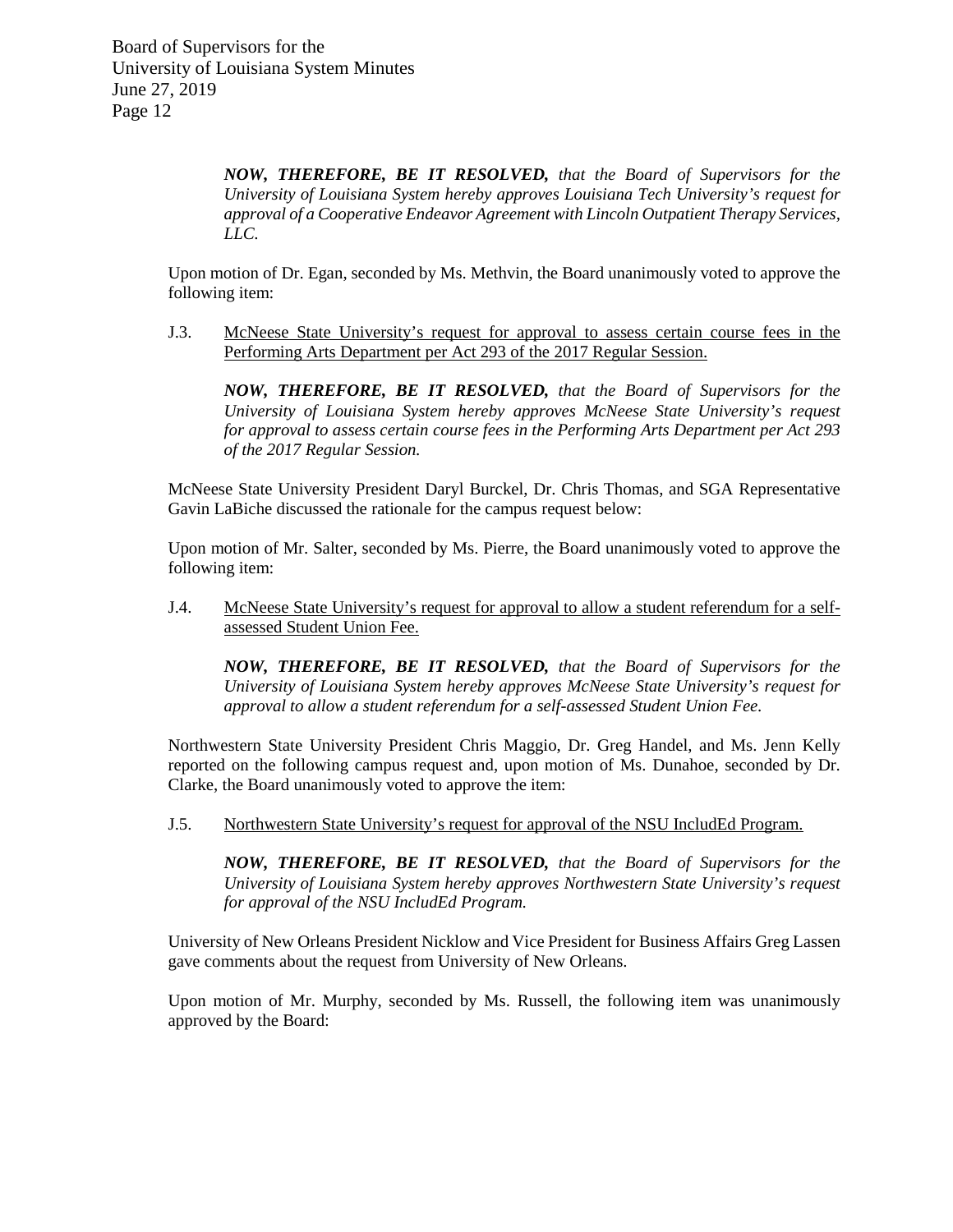***NOW, THEREFORE, BE IT RESOLVED,*** *that the Board of Supervisors for the University of Louisiana System hereby approves Louisiana Tech University's request for approval of a Cooperative Endeavor Agreement with Lincoln Outpatient Therapy Services, LLC.*

Upon motion of Dr. Egan, seconded by Ms. Methvin, the Board unanimously voted to approve the following item:

J.3. McNeese State University's request for approval to assess certain course fees in the Performing Arts Department per Act 293 of the 2017 Regular Session.

***NOW, THEREFORE, BE IT RESOLVED,*** *that the Board of Supervisors for the University of Louisiana System hereby approves McNeese State University's request for approval to assess certain course fees in the Performing Arts Department per Act 293 of the 2017 Regular Session.*

McNeese State University President Daryl Burckel, Dr. Chris Thomas, and SGA Representative Gavin LaBiche discussed the rationale for the campus request below:

Upon motion of Mr. Salter, seconded by Ms. Pierre, the Board unanimously voted to approve the following item:

J.4. McNeese State University's request for approval to allow a student referendum for a self-assessed Student Union Fee.

***NOW, THEREFORE, BE IT RESOLVED,*** *that the Board of Supervisors for the University of Louisiana System hereby approves McNeese State University's request for approval to allow a student referendum for a self-assessed Student Union Fee.*

Northwestern State University President Chris Maggio, Dr. Greg Handel, and Ms. Jenn Kelly reported on the following campus request and, upon motion of Ms. Dunahoe, seconded by Dr. Clarke, the Board unanimously voted to approve the item:

J.5. Northwestern State University's request for approval of the NSU IncludEd Program.

***NOW, THEREFORE, BE IT RESOLVED,*** *that the Board of Supervisors for the University of Louisiana System hereby approves Northwestern State University's request for approval of the NSU IncludEd Program.*

University of New Orleans President Nicklow and Vice President for Business Affairs Greg Lassen gave comments about the request from University of New Orleans.

Upon motion of Mr. Murphy, seconded by Ms. Russell, the following item was unanimously approved by the Board: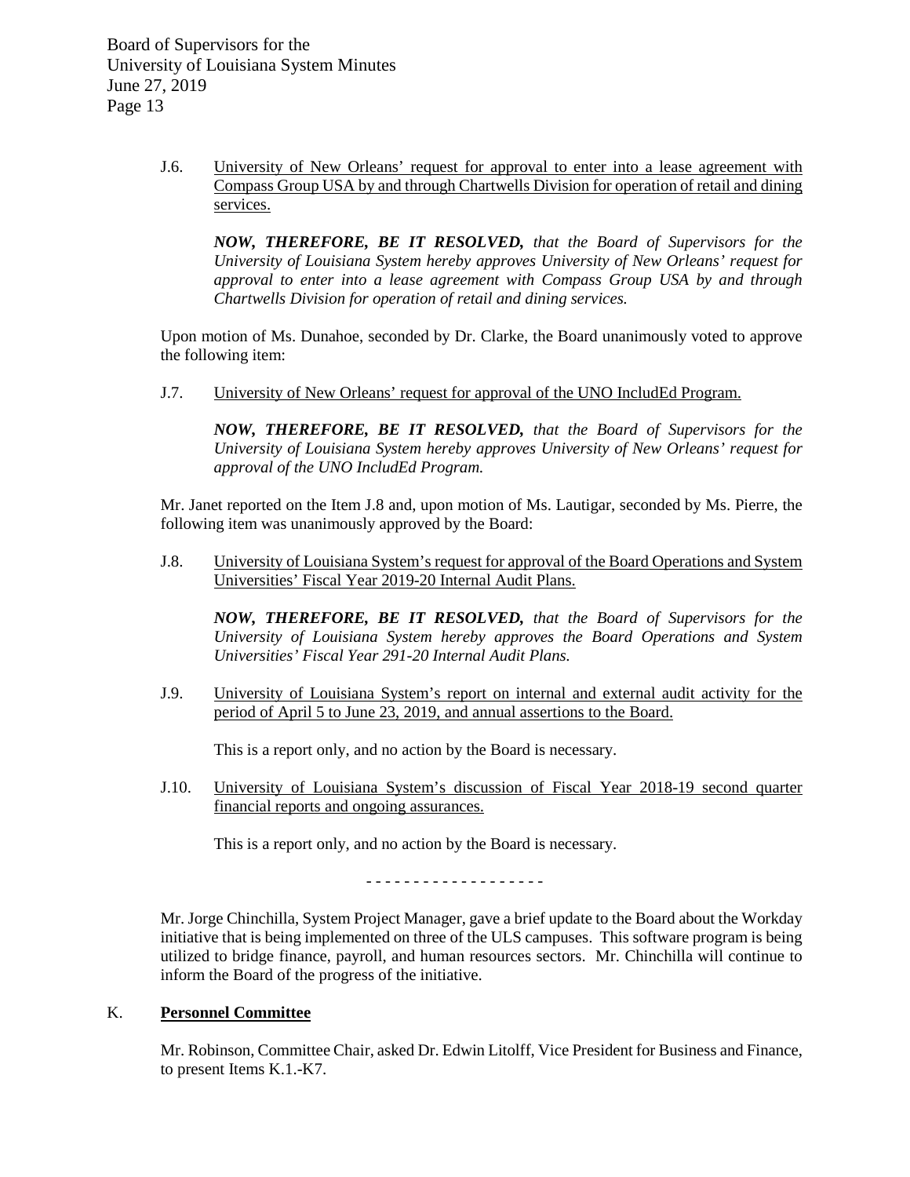J.6. <u>University of New Orleans' request for approval to enter into a lease agreement with Compass Group USA by and through Chartwells Division for operation of retail and dining services.</u>

***NOW, THEREFORE, BE IT RESOLVED,*** *that the Board of Supervisors for the University of Louisiana System hereby approves University of New Orleans' request for approval to enter into a lease agreement with Compass Group USA by and through Chartwells Division for operation of retail and dining services.*

Upon motion of Ms. Dunahoe, seconded by Dr. Clarke, the Board unanimously voted to approve the following item:

J.7. <u>University of New Orleans' request for approval of the UNO IncludEd Program.</u>

***NOW, THEREFORE, BE IT RESOLVED,*** *that the Board of Supervisors for the University of Louisiana System hereby approves University of New Orleans' request for approval of the UNO IncludEd Program.*

Mr. Janet reported on the Item J.8 and, upon motion of Ms. Lautigar, seconded by Ms. Pierre, the following item was unanimously approved by the Board:

J.8. <u>University of Louisiana System's request for approval of the Board Operations and System Universities' Fiscal Year 2019-20 Internal Audit Plans.</u>

***NOW, THEREFORE, BE IT RESOLVED,*** *that the Board of Supervisors for the University of Louisiana System hereby approves the Board Operations and System Universities' Fiscal Year 291-20 Internal Audit Plans.*

J.9. <u>University of Louisiana System's report on internal and external audit activity for the period of April 5 to June 23, 2019, and annual assertions to the Board.</u>

This is a report only, and no action by the Board is necessary.

J.10. <u>University of Louisiana System's discussion of Fiscal Year 2018-19 second quarter financial reports and ongoing assurances.</u>

This is a report only, and no action by the Board is necessary.

- - - - - - - - - - - - - - - - - - -

Mr. Jorge Chinchilla, System Project Manager, gave a brief update to the Board about the Workday initiative that is being implemented on three of the ULS campuses. This software program is being utilized to bridge finance, payroll, and human resources sectors. Mr. Chinchilla will continue to inform the Board of the progress of the initiative.

## K. <u>**Personnel Committee**</u>

Mr. Robinson, Committee Chair, asked Dr. Edwin Litolff, Vice President for Business and Finance, to present Items K.1.-K7.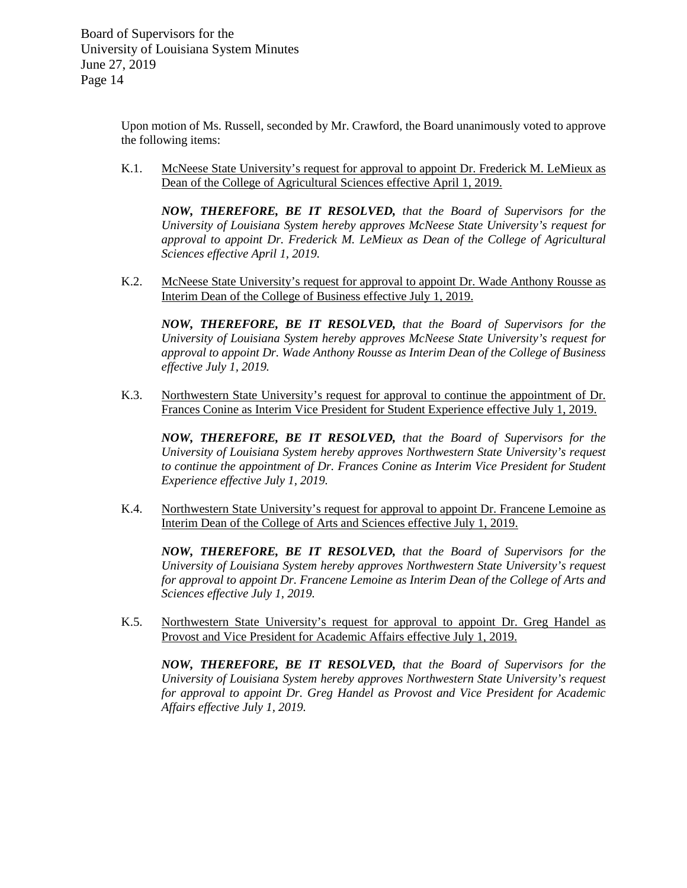Upon motion of Ms. Russell, seconded by Mr. Crawford, the Board unanimously voted to approve the following items:

K.1. McNeese State University's request for approval to appoint Dr. Frederick M. LeMieux as Dean of the College of Agricultural Sciences effective April 1, 2019.

***NOW, THEREFORE, BE IT RESOLVED,*** *that the Board of Supervisors for the University of Louisiana System hereby approves McNeese State University's request for approval to appoint Dr. Frederick M. LeMieux as Dean of the College of Agricultural Sciences effective April 1, 2019.*

K.2. McNeese State University's request for approval to appoint Dr. Wade Anthony Rousse as Interim Dean of the College of Business effective July 1, 2019.

***NOW, THEREFORE, BE IT RESOLVED,*** *that the Board of Supervisors for the University of Louisiana System hereby approves McNeese State University's request for approval to appoint Dr. Wade Anthony Rousse as Interim Dean of the College of Business effective July 1, 2019.*

K.3. Northwestern State University's request for approval to continue the appointment of Dr. Frances Conine as Interim Vice President for Student Experience effective July 1, 2019.

***NOW, THEREFORE, BE IT RESOLVED,*** *that the Board of Supervisors for the University of Louisiana System hereby approves Northwestern State University's request to continue the appointment of Dr. Frances Conine as Interim Vice President for Student Experience effective July 1, 2019.*

K.4. Northwestern State University's request for approval to appoint Dr. Francene Lemoine as Interim Dean of the College of Arts and Sciences effective July 1, 2019.

***NOW, THEREFORE, BE IT RESOLVED,*** *that the Board of Supervisors for the University of Louisiana System hereby approves Northwestern State University's request for approval to appoint Dr. Francene Lemoine as Interim Dean of the College of Arts and Sciences effective July 1, 2019.*

K.5. Northwestern State University's request for approval to appoint Dr. Greg Handel as Provost and Vice President for Academic Affairs effective July 1, 2019.

***NOW, THEREFORE, BE IT RESOLVED,*** *that the Board of Supervisors for the University of Louisiana System hereby approves Northwestern State University's request for approval to appoint Dr. Greg Handel as Provost and Vice President for Academic Affairs effective July 1, 2019.*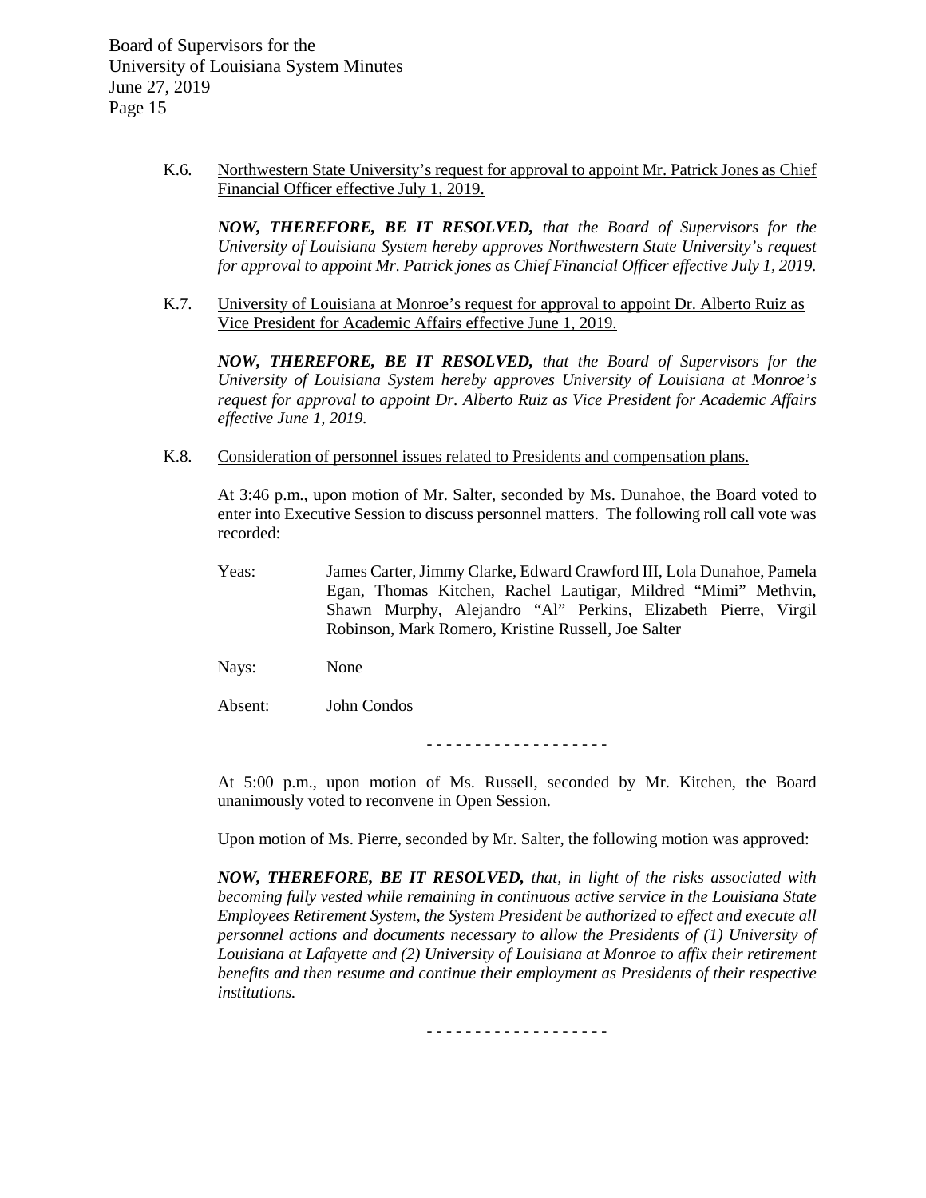K.6. Northwestern State University's request for approval to appoint Mr. Patrick Jones as Chief Financial Officer effective July 1, 2019.

***NOW, THEREFORE, BE IT RESOLVED,*** *that the Board of Supervisors for the University of Louisiana System hereby approves Northwestern State University's request for approval to appoint Mr. Patrick jones as Chief Financial Officer effective July 1, 2019.*

K.7. University of Louisiana at Monroe's request for approval to appoint Dr. Alberto Ruiz as Vice President for Academic Affairs effective June 1, 2019.

***NOW, THEREFORE, BE IT RESOLVED,*** *that the Board of Supervisors for the University of Louisiana System hereby approves University of Louisiana at Monroe's request for approval to appoint Dr. Alberto Ruiz as Vice President for Academic Affairs effective June 1, 2019.*

K.8. Consideration of personnel issues related to Presidents and compensation plans.

At 3:46 p.m., upon motion of Mr. Salter, seconded by Ms. Dunahoe, the Board voted to enter into Executive Session to discuss personnel matters. The following roll call vote was recorded:

Yeas: James Carter, Jimmy Clarke, Edward Crawford III, Lola Dunahoe, Pamela Egan, Thomas Kitchen, Rachel Lautigar, Mildred "Mimi" Methvin, Shawn Murphy, Alejandro "Al" Perkins, Elizabeth Pierre, Virgil Robinson, Mark Romero, Kristine Russell, Joe Salter

Nays: None

Absent: John Condos

- - - - - - - - - - - - - - - - - - -

At 5:00 p.m., upon motion of Ms. Russell, seconded by Mr. Kitchen, the Board unanimously voted to reconvene in Open Session.

Upon motion of Ms. Pierre, seconded by Mr. Salter, the following motion was approved:

***NOW, THEREFORE, BE IT RESOLVED,*** *that, in light of the risks associated with becoming fully vested while remaining in continuous active service in the Louisiana State Employees Retirement System, the System President be authorized to effect and execute all personnel actions and documents necessary to allow the Presidents of (1) University of Louisiana at Lafayette and (2) University of Louisiana at Monroe to affix their retirement benefits and then resume and continue their employment as Presidents of their respective institutions.*

- - - - - - - - - - - - - - - - - - -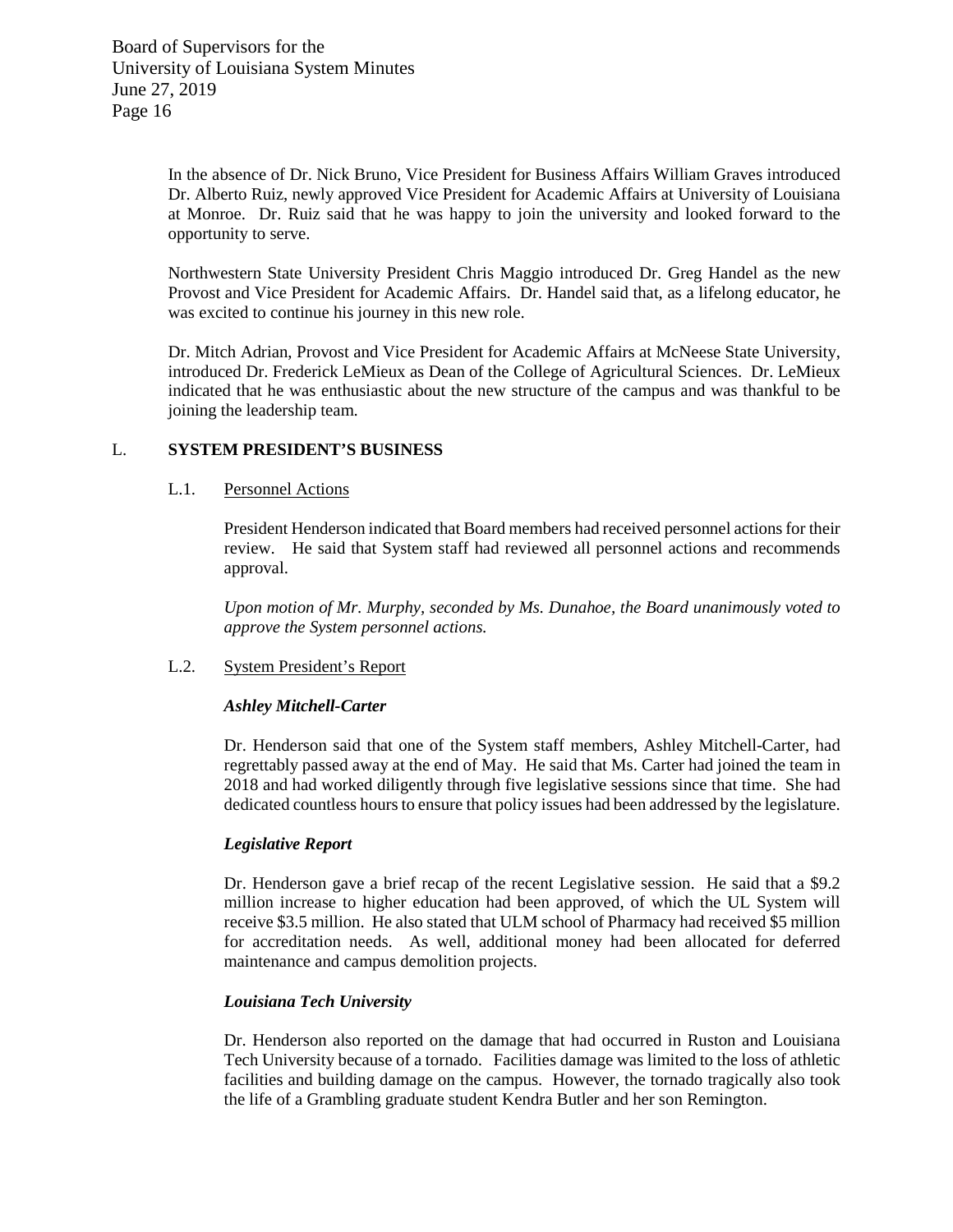In the absence of Dr. Nick Bruno, Vice President for Business Affairs William Graves introduced Dr. Alberto Ruiz, newly approved Vice President for Academic Affairs at University of Louisiana at Monroe. Dr. Ruiz said that he was happy to join the university and looked forward to the opportunity to serve.

Northwestern State University President Chris Maggio introduced Dr. Greg Handel as the new Provost and Vice President for Academic Affairs. Dr. Handel said that, as a lifelong educator, he was excited to continue his journey in this new role.

Dr. Mitch Adrian, Provost and Vice President for Academic Affairs at McNeese State University, introduced Dr. Frederick LeMieux as Dean of the College of Agricultural Sciences. Dr. LeMieux indicated that he was enthusiastic about the new structure of the campus and was thankful to be joining the leadership team.

## L. SYSTEM PRESIDENT'S BUSINESS

### L.1. Personnel Actions

President Henderson indicated that Board members had received personnel actions for their review. He said that System staff had reviewed all personnel actions and recommends approval.

*Upon motion of Mr. Murphy, seconded by Ms. Dunahoe, the Board unanimously voted to approve the System personnel actions.*

### L.2. System President's Report

***Ashley Mitchell-Carter***

Dr. Henderson said that one of the System staff members, Ashley Mitchell-Carter, had regrettably passed away at the end of May. He said that Ms. Carter had joined the team in 2018 and had worked diligently through five legislative sessions since that time. She had dedicated countless hours to ensure that policy issues had been addressed by the legislature.

***Legislative Report***

Dr. Henderson gave a brief recap of the recent Legislative session. He said that a $9.2 million increase to higher education had been approved, of which the UL System will receive $3.5 million. He also stated that ULM school of Pharmacy had received $5 million for accreditation needs. As well, additional money had been allocated for deferred maintenance and campus demolition projects.

***Louisiana Tech University***

Dr. Henderson also reported on the damage that had occurred in Ruston and Louisiana Tech University because of a tornado. Facilities damage was limited to the loss of athletic facilities and building damage on the campus. However, the tornado tragically also took the life of a Grambling graduate student Kendra Butler and her son Remington.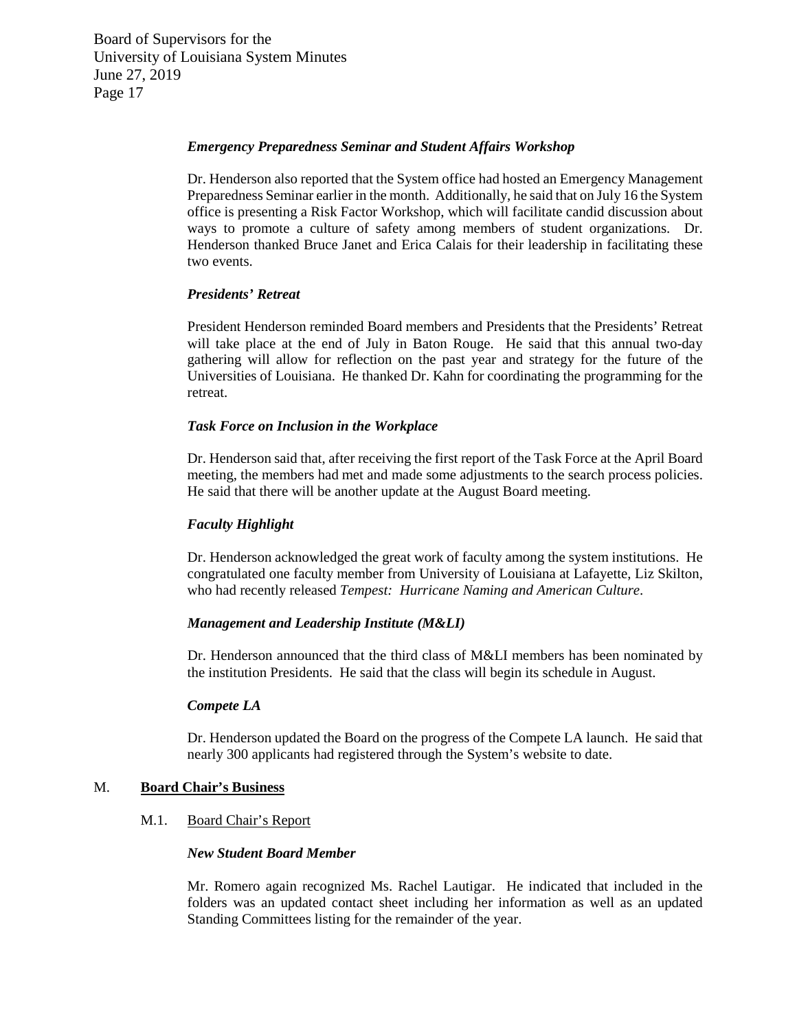***Emergency Preparedness Seminar and Student Affairs Workshop***

Dr. Henderson also reported that the System office had hosted an Emergency Management Preparedness Seminar earlier in the month. Additionally, he said that on July 16 the System office is presenting a Risk Factor Workshop, which will facilitate candid discussion about ways to promote a culture of safety among members of student organizations. Dr. Henderson thanked Bruce Janet and Erica Calais for their leadership in facilitating these two events.

***Presidents' Retreat***

President Henderson reminded Board members and Presidents that the Presidents' Retreat will take place at the end of July in Baton Rouge. He said that this annual two-day gathering will allow for reflection on the past year and strategy for the future of the Universities of Louisiana. He thanked Dr. Kahn for coordinating the programming for the retreat.

***Task Force on Inclusion in the Workplace***

Dr. Henderson said that, after receiving the first report of the Task Force at the April Board meeting, the members had met and made some adjustments to the search process policies. He said that there will be another update at the August Board meeting.

***Faculty Highlight***

Dr. Henderson acknowledged the great work of faculty among the system institutions. He congratulated one faculty member from University of Louisiana at Lafayette, Liz Skilton, who had recently released *Tempest: Hurricane Naming and American Culture*.

***Management and Leadership Institute (M&LI)***

Dr. Henderson announced that the third class of M&LI members has been nominated by the institution Presidents. He said that the class will begin its schedule in August.

***Compete LA***

Dr. Henderson updated the Board on the progress of the Compete LA launch. He said that nearly 300 applicants had registered through the System's website to date.

## M. **Board Chair's Business**

### M.1. Board Chair's Report

***New Student Board Member***

Mr. Romero again recognized Ms. Rachel Lautigar. He indicated that included in the folders was an updated contact sheet including her information as well as an updated Standing Committees listing for the remainder of the year.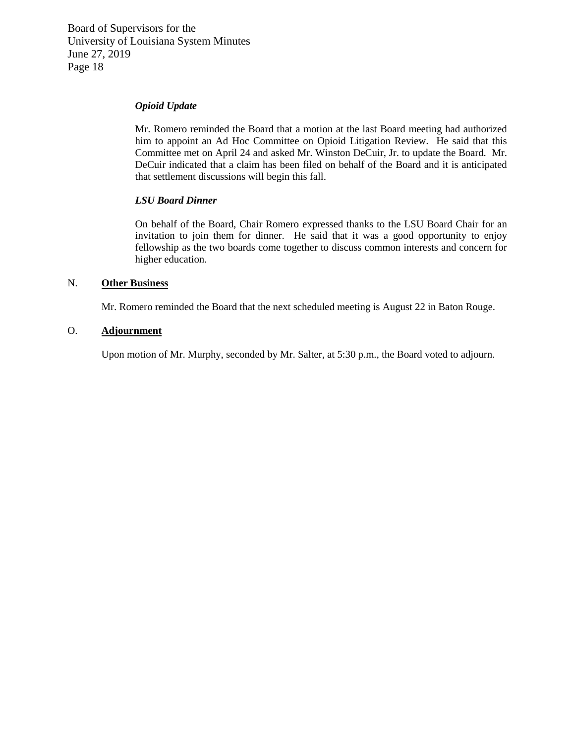***Opioid Update***

Mr. Romero reminded the Board that a motion at the last Board meeting had authorized him to appoint an Ad Hoc Committee on Opioid Litigation Review. He said that this Committee met on April 24 and asked Mr. Winston DeCuir, Jr. to update the Board. Mr. DeCuir indicated that a claim has been filed on behalf of the Board and it is anticipated that settlement discussions will begin this fall.

***LSU Board Dinner***

On behalf of the Board, Chair Romero expressed thanks to the LSU Board Chair for an invitation to join them for dinner. He said that it was a good opportunity to enjoy fellowship as the two boards come together to discuss common interests and concern for higher education.

N. **Other Business**

Mr. Romero reminded the Board that the next scheduled meeting is August 22 in Baton Rouge.

O. **Adjournment**

Upon motion of Mr. Murphy, seconded by Mr. Salter, at 5:30 p.m., the Board voted to adjourn.